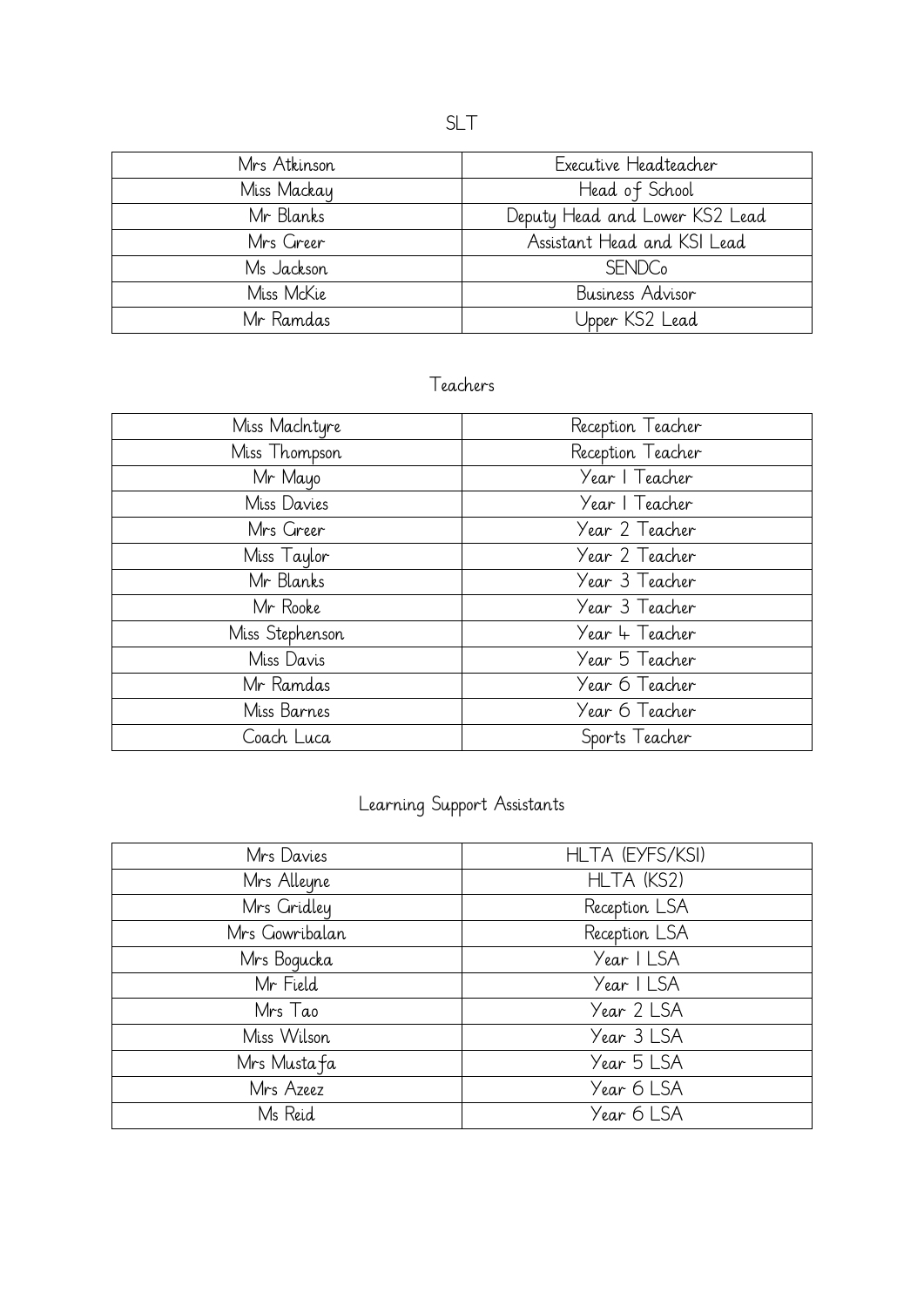## SLT

| Mrs Atkinson | Executive Headteacher |
| --- | --- |
| Miss Mackay | Head of School |
| Mr Blanks | Deputy Head and Lower KS2 Lead |
| Mrs Greer | Assistant Head and KS1 Lead |
| Ms Jackson | SENDCo |
| Miss McKie | Business Advisor |
| Mr Ramdas | Upper KS2 Lead |

## Teachers

| Miss MacIntyre | Reception Teacher |
| --- | --- |
| Miss Thompson | Reception Teacher |
| Mr Mayo | Year 1 Teacher |
| Miss Davies | Year 1 Teacher |
| Mrs Greer | Year 2 Teacher |
| Miss Taylor | Year 2 Teacher |
| Mr Blanks | Year 3 Teacher |
| Mr Rooke | Year 3 Teacher |
| Miss Stephenson | Year 4 Teacher |
| Miss Davis | Year 5 Teacher |
| Mr Ramdas | Year 6 Teacher |
| Miss Barnes | Year 6 Teacher |
| Coach Luca | Sports Teacher |

## Learning Support Assistants

| Mrs Davies | HLTA (EYFS/KS1) |
| --- | --- |
| Mrs Alleyne | HLTA (KS2) |
| Mrs Gridley | Reception LSA |
| Mrs Gowribalan | Reception LSA |
| Mrs Bogucka | Year 1 LSA |
| Mr Field | Year 1 LSA |
| Mrs Tao | Year 2 LSA |
| Miss Wilson | Year 3 LSA |
| Mrs Mustafa | Year 5 LSA |
| Mrs Azeez | Year 6 LSA |
| Ms Reid | Year 6 LSA |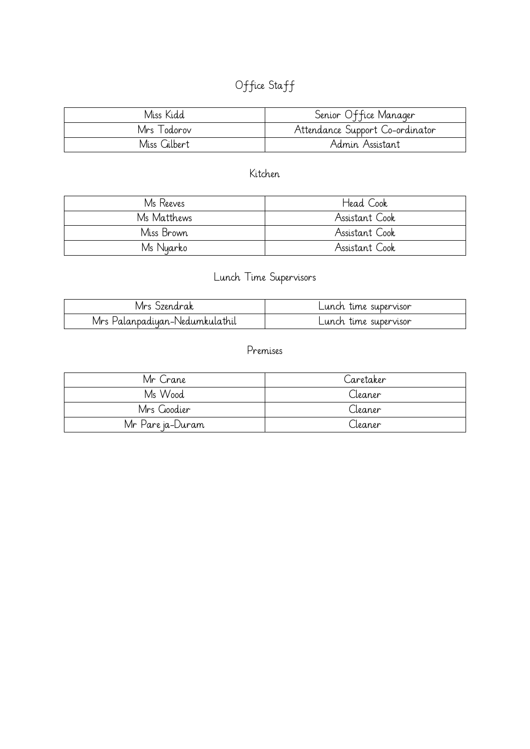## Office Staff

| | |
|---|---|
| Miss Kidd | Senior Office Manager |
| Mrs Todorov | Attendance Support Co-ordinator |
| Miss Gilbert | Admin Assistant |

## Kitchen

| | |
|---|---|
| Ms Reeves | Head Cook |
| Ms Matthews | Assistant Cook |
| Miss Brown | Assistant Cook |
| Ms Nyarko | Assistant Cook |

## Lunch Time Supervisors

| | |
|---|---|
| Mrs Szendrak | Lunch time supervisor |
| Mrs Palanpadiyan-Nedumkulathil | Lunch time supervisor |

## Premises

| | |
|---|---|
| Mr Crane | Caretaker |
| Ms Wood | Cleaner |
| Mrs Goodier | Cleaner |
| Mr Pareja-Duram | Cleaner |